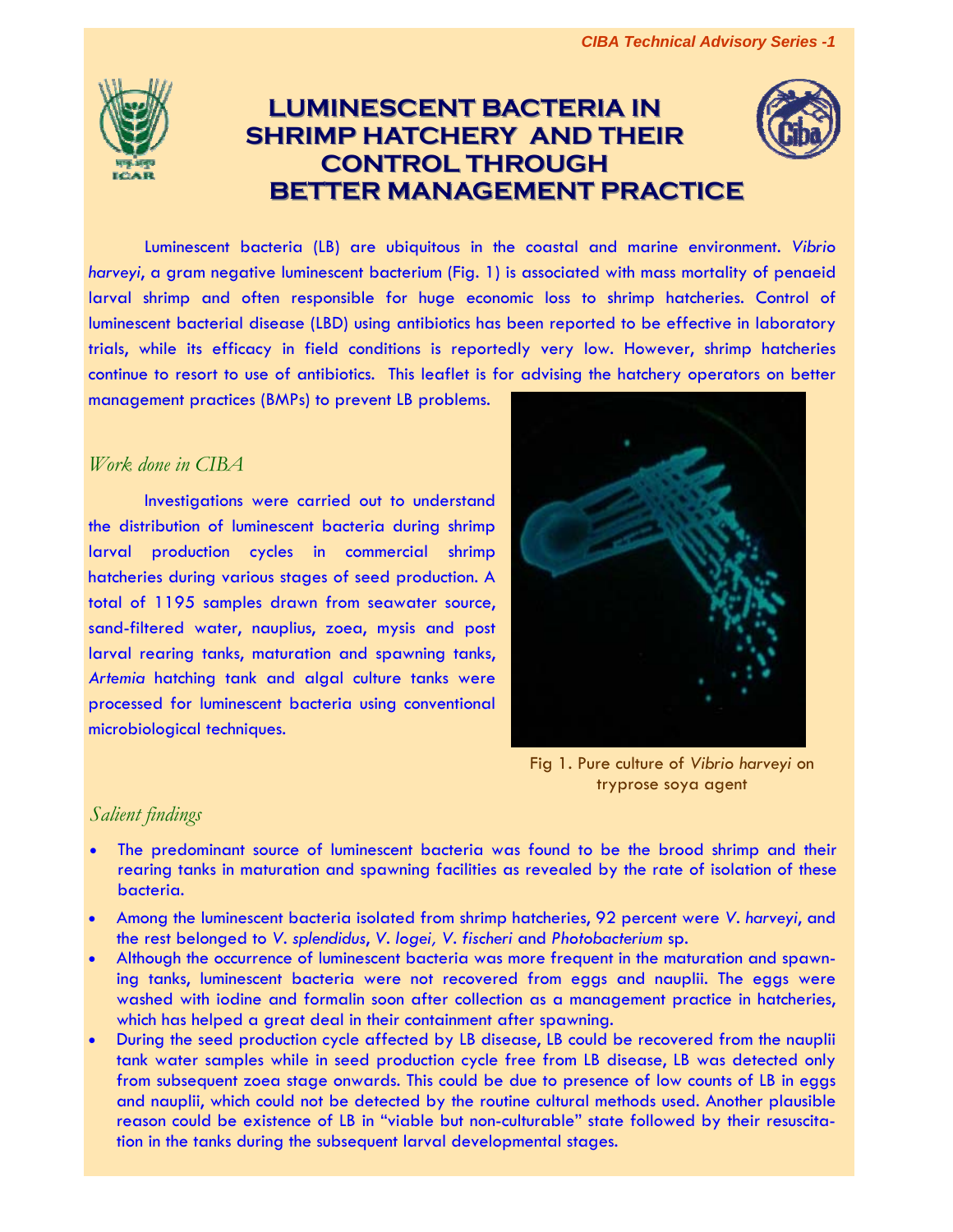# LUMINESCENT BACTERIA IN SHRIMP HATCHERY AND THEIR CONTROL THROUGH BETTER MANAGEMENT PRACTICE

Luminescent bacteria (LB) are ubiquitous in the coastal and marine environment. *Vibrio harveyi*, a gram negative luminescent bacterium (Fig. 1) is associated with mass mortality of penaeid larval shrimp and often responsible for huge economic loss to shrimp hatcheries. Control of luminescent bacterial disease (LBD) using antibiotics has been reported to be effective in laboratory trials, while its efficacy in field conditions is reportedly very low. However, shrimp hatcheries continue to resort to use of antibiotics. This leaflet is for advising the hatchery operators on better management practices (BMPs) to prevent LB problems.

## *Work done in CIBA*

Investigations were carried out to understand the distribution of luminescent bacteria during shrimp larval production cycles in commercial shrimp hatcheries during various stages of seed production. A total of 1195 samples drawn from seawater source, sand-filtered water, nauplius, zoea, mysis and post larval rearing tanks, maturation and spawning tanks, *Artemia* hatching tank and algal culture tanks were processed for luminescent bacteria using conventional microbiological techniques.

Fig 1. Pure culture of *Vibrio harveyi* on tryprose soya agent

## *Salient findings*

- The predominant source of luminescent bacteria was found to be the brood shrimp and their rearing tanks in maturation and spawning facilities as revealed by the rate of isolation of these bacteria.
- Among the luminescent bacteria isolated from shrimp hatcheries, 92 percent were *V. harveyi*, and the rest belonged to *V. splendidus*, *V. logei, V. fischeri* and *Photobacterium* sp.
- Although the occurrence of luminescent bacteria was more frequent in the maturation and spawning tanks, luminescent bacteria were not recovered from eggs and nauplii. The eggs were washed with iodine and formalin soon after collection as a management practice in hatcheries, which has helped a great deal in their containment after spawning.
- During the seed production cycle affected by LB disease, LB could be recovered from the nauplii tank water samples while in seed production cycle free from LB disease, LB was detected only from subsequent zoea stage onwards. This could be due to presence of low counts of LB in eggs and nauplii, which could not be detected by the routine cultural methods used. Another plausible reason could be existence of LB in "viable but non-culturable" state followed by their resuscitation in the tanks during the subsequent larval developmental stages.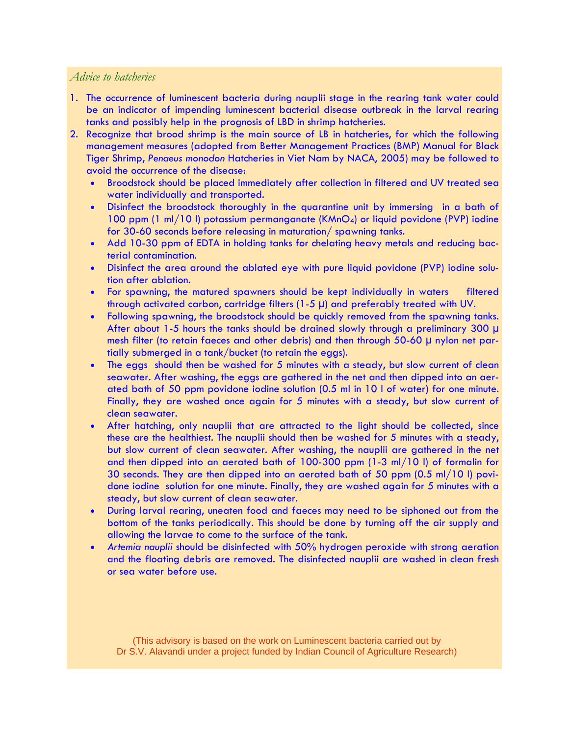*Advice to hatcheries*

1. The occurrence of luminescent bacteria during nauplii stage in the rearing tank water could be an indicator of impending luminescent bacterial disease outbreak in the larval rearing tanks and possibly help in the prognosis of LBD in shrimp hatcheries.
2. Recognize that brood shrimp is the main source of LB in hatcheries, for which the following management measures (adopted from Better Management Practices (BMP) Manual for Black Tiger Shrimp, *Penaeus monodon* Hatcheries in Viet Nam by NACA, 2005) may be followed to avoid the occurrence of the disease:
   - Broodstock should be placed immediately after collection in filtered and UV treated sea water individually and transported.
   - Disinfect the broodstock thoroughly in the quarantine unit by immersing in a bath of 100 ppm (1 ml/10 l) potassium permanganate ($KMnO_4$) or liquid povidone (PVP) iodine for 30-60 seconds before releasing in maturation/ spawning tanks.
   - Add 10-30 ppm of EDTA in holding tanks for chelating heavy metals and reducing bacterial contamination.
   - Disinfect the area around the ablated eye with pure liquid povidone (PVP) iodine solution after ablation.
   - For spawning, the matured spawners should be kept individually in waters filtered through activated carbon, cartridge filters (1-5 µ) and preferably treated with UV.
   - Following spawning, the broodstock should be quickly removed from the spawning tanks. After about 1-5 hours the tanks should be drained slowly through a preliminary 300 µ mesh filter (to retain faeces and other debris) and then through 50-60 µ nylon net partially submerged in a tank/bucket (to retain the eggs).
   - The eggs should then be washed for 5 minutes with a steady, but slow current of clean seawater. After washing, the eggs are gathered in the net and then dipped into an aerated bath of 50 ppm povidone iodine solution (0.5 ml in 10 l of water) for one minute. Finally, they are washed once again for 5 minutes with a steady, but slow current of clean seawater.
   - After hatching, only nauplii that are attracted to the light should be collected, since these are the healthiest. The nauplii should then be washed for 5 minutes with a steady, but slow current of clean seawater. After washing, the nauplii are gathered in the net and then dipped into an aerated bath of 100-300 ppm (1-3 ml/10 l) of formalin for 30 seconds. They are then dipped into an aerated bath of 50 ppm (0.5 ml/10 l) povidone iodine solution for one minute. Finally, they are washed again for 5 minutes with a steady, but slow current of clean seawater.
   - During larval rearing, uneaten food and faeces may need to be siphoned out from the bottom of the tanks periodically. This should be done by turning off the air supply and allowing the larvae to come to the surface of the tank.
   - *Artemia nauplii* should be disinfected with 50% hydrogen peroxide with strong aeration and the floating debris are removed. The disinfected nauplii are washed in clean fresh or sea water before use.

(This advisory is based on the work on Luminescent bacteria carried out by Dr S.V. Alavandi under a project funded by Indian Council of Agriculture Research)